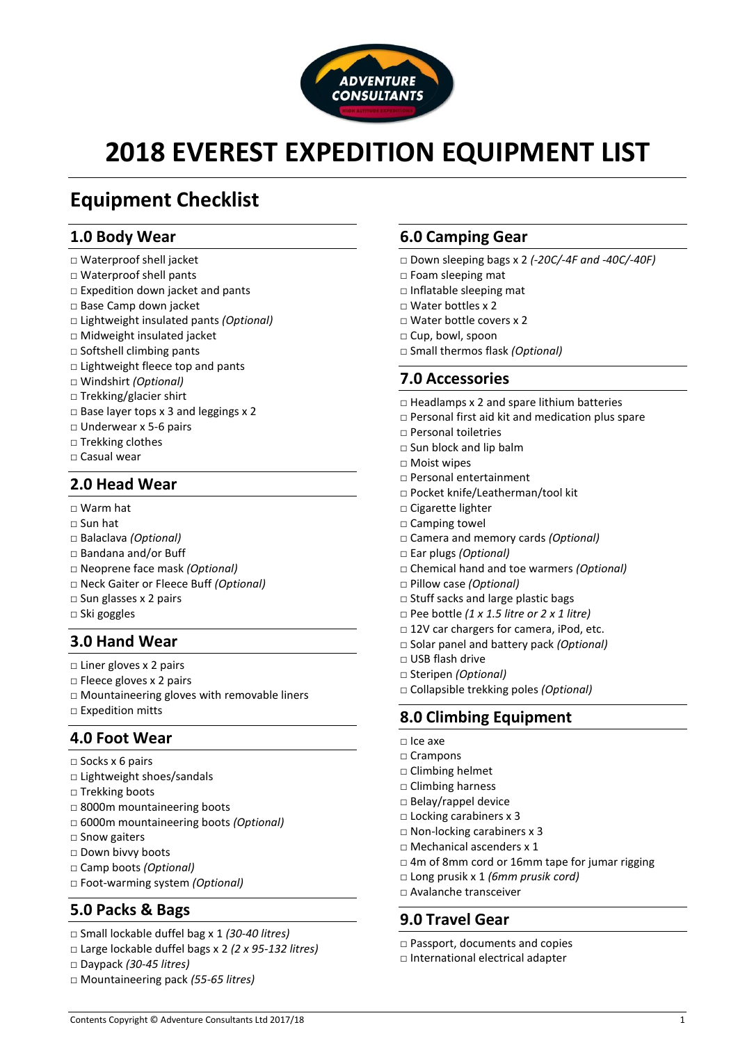# 2018 EVEREST EXPEDITION EQUIPMENT LIST

## Equipment Checklist

### 1.0 Body Wear

- □ Waterproof shell jacket
- □ Waterproof shell pants
- □ Expedition down jacket and pants
- □ Base Camp down jacket
- □ Lightweight insulated pants *(Optional)*
- □ Midweight insulated jacket
- □ Softshell climbing pants
- □ Lightweight fleece top and pants
- □ Windshirt *(Optional)*
- □ Trekking/glacier shirt
- □ Base layer tops x 3 and leggings x 2
- □ Underwear x 5-6 pairs
- □ Trekking clothes
- □ Casual wear

### 2.0 Head Wear

- □ Warm hat
- □ Sun hat
- □ Balaclava *(Optional)*
- □ Bandana and/or Buff
- □ Neoprene face mask *(Optional)*
- □ Neck Gaiter or Fleece Buff *(Optional)*
- □ Sun glasses x 2 pairs
- □ Ski goggles

### 3.0 Hand Wear

- □ Liner gloves x 2 pairs
- □ Fleece gloves x 2 pairs
- □ Mountaineering gloves with removable liners
- □ Expedition mitts

### 4.0 Foot Wear

- □ Socks x 6 pairs
- □ Lightweight shoes/sandals
- □ Trekking boots
- □ 8000m mountaineering boots
- □ 6000m mountaineering boots *(Optional)*
- □ Snow gaiters
- □ Down bivvy boots
- □ Camp boots *(Optional)*
- □ Foot-warming system *(Optional)*

### 5.0 Packs & Bags

- □ Small lockable duffel bag x 1 *(30-40 litres)*
- □ Large lockable duffel bags x 2 *(2 x 95-132 litres)*
- □ Daypack *(30-45 litres)*
- □ Mountaineering pack *(55-65 litres)*

### 6.0 Camping Gear

- □ Down sleeping bags x 2 *(-20C/-4F and -40C/-40F)*
- □ Foam sleeping mat
- □ Inflatable sleeping mat
- □ Water bottles x 2
- □ Water bottle covers x 2
- □ Cup, bowl, spoon
- □ Small thermos flask *(Optional)*

### 7.0 Accessories

- □ Headlamps x 2 and spare lithium batteries
- □ Personal first aid kit and medication plus spare
- □ Personal toiletries
- □ Sun block and lip balm
- □ Moist wipes
- □ Personal entertainment
- □ Pocket knife/Leatherman/tool kit
- □ Cigarette lighter
- □ Camping towel
- □ Camera and memory cards *(Optional)*
- □ Ear plugs *(Optional)*
- □ Chemical hand and toe warmers *(Optional)*
- □ Pillow case *(Optional)*
- □ Stuff sacks and large plastic bags
- □ Pee bottle *(1 x 1.5 litre or 2 x 1 litre)*
- □ 12V car chargers for camera, iPod, etc.
- □ Solar panel and battery pack *(Optional)*
- □ USB flash drive
- □ Steripen *(Optional)*
- □ Collapsible trekking poles *(Optional)*

### 8.0 Climbing Equipment

- □ Ice axe
- □ Crampons
- □ Climbing helmet
- □ Climbing harness
- □ Belay/rappel device
- □ Locking carabiners x 3
- □ Non-locking carabiners x 3
- □ Mechanical ascenders x 1
- □ 4m of 8mm cord or 16mm tape for jumar rigging
- □ Long prusik x 1 *(6mm prusik cord)*
- □ Avalanche transceiver

### 9.0 Travel Gear

- □ Passport, documents and copies
- □ International electrical adapter

Contents Copyright © Adventure Consultants Ltd 2017/18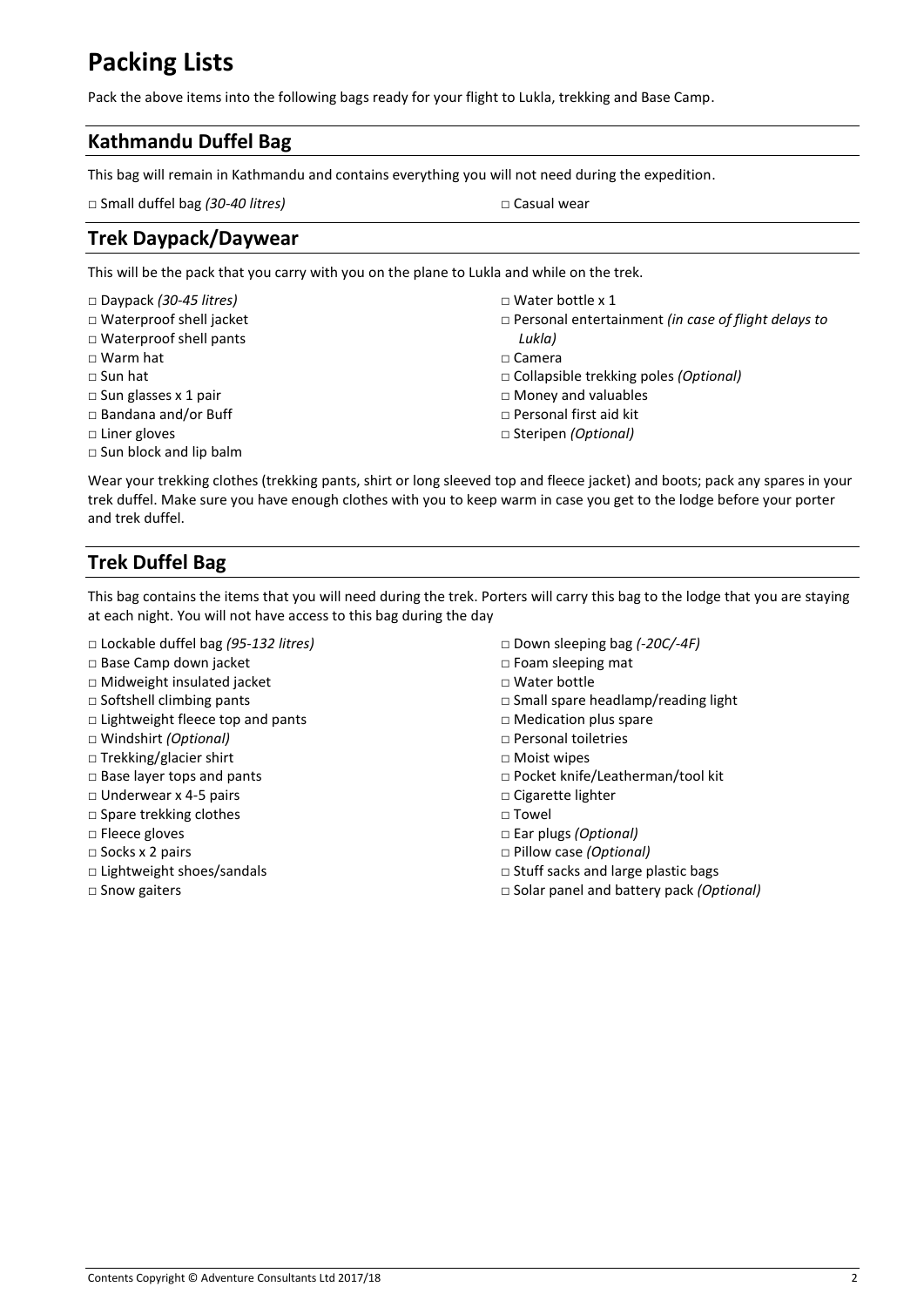# Packing Lists

Pack the above items into the following bags ready for your flight to Lukla, trekking and Base Camp.

## Kathmandu Duffel Bag

This bag will remain in Kathmandu and contains everything you will not need during the expedition.

- □ Small duffel bag *(30-40 litres)*
- □ Casual wear

## Trek Daypack/Daywear

This will be the pack that you carry with you on the plane to Lukla and while on the trek.

- □ Daypack *(30-45 litres)*
- □ Waterproof shell jacket
- □ Waterproof shell pants
- □ Warm hat
- □ Sun hat
- □ Sun glasses x 1 pair
- □ Bandana and/or Buff
- □ Liner gloves
- □ Sun block and lip balm
- □ Water bottle x 1
- □ Personal entertainment *(in case of flight delays to Lukla)*
- □ Camera
- □ Collapsible trekking poles *(Optional)*
- □ Money and valuables
- □ Personal first aid kit
- □ Steripen *(Optional)*

Wear your trekking clothes (trekking pants, shirt or long sleeved top and fleece jacket) and boots; pack any spares in your trek duffel. Make sure you have enough clothes with you to keep warm in case you get to the lodge before your porter and trek duffel.

## Trek Duffel Bag

This bag contains the items that you will need during the trek. Porters will carry this bag to the lodge that you are staying at each night. You will not have access to this bag during the day

- □ Lockable duffel bag *(95-132 litres)*
- □ Base Camp down jacket
- □ Midweight insulated jacket
- □ Softshell climbing pants
- □ Lightweight fleece top and pants
- □ Windshirt *(Optional)*
- □ Trekking/glacier shirt
- □ Base layer tops and pants
- □ Underwear x 4-5 pairs
- □ Spare trekking clothes
- □ Fleece gloves
- □ Socks x 2 pairs
- □ Lightweight shoes/sandals
- □ Snow gaiters
- □ Down sleeping bag *(-20C/-4F)*
- □ Foam sleeping mat
- □ Water bottle
- □ Small spare headlamp/reading light
- □ Medication plus spare
- □ Personal toiletries
- □ Moist wipes
- □ Pocket knife/Leatherman/tool kit
- □ Cigarette lighter
- □ Towel
- □ Ear plugs *(Optional)*
- □ Pillow case *(Optional)*
- □ Stuff sacks and large plastic bags
- □ Solar panel and battery pack *(Optional)*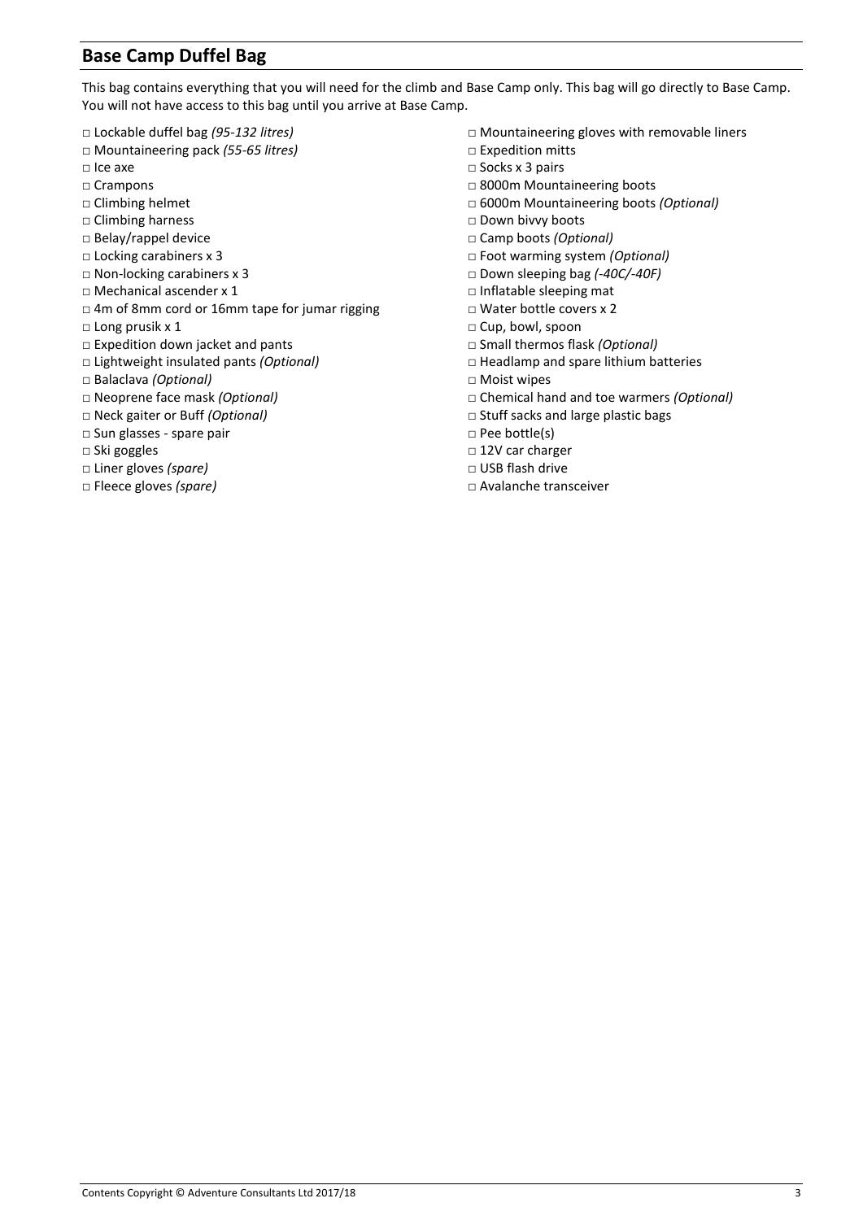## Base Camp Duffel Bag

This bag contains everything that you will need for the climb and Base Camp only. This bag will go directly to Base Camp. You will not have access to this bag until you arrive at Base Camp.

- □ Lockable duffel bag *(95-132 litres)*
- □ Mountaineering pack *(55-65 litres)*
- □ Ice axe
- □ Crampons
- □ Climbing helmet
- □ Climbing harness
- □ Belay/rappel device
- □ Locking carabiners x 3
- □ Non-locking carabiners x 3
- □ Mechanical ascender x 1
- □ 4m of 8mm cord or 16mm tape for jumar rigging
- □ Long prusik x 1
- □ Expedition down jacket and pants
- □ Lightweight insulated pants *(Optional)*
- □ Balaclava *(Optional)*
- □ Neoprene face mask *(Optional)*
- □ Neck gaiter or Buff *(Optional)*
- □ Sun glasses - spare pair
- □ Ski goggles
- □ Liner gloves *(spare)*
- □ Fleece gloves *(spare)*
- □ Mountaineering gloves with removable liners
- □ Expedition mitts
- □ Socks x 3 pairs
- □ 8000m Mountaineering boots
- □ 6000m Mountaineering boots *(Optional)*
- □ Down bivvy boots
- □ Camp boots *(Optional)*
- □ Foot warming system *(Optional)*
- □ Down sleeping bag *(-40C/-40F)*
- □ Inflatable sleeping mat
- □ Water bottle covers x 2
- □ Cup, bowl, spoon
- □ Small thermos flask *(Optional)*
- □ Headlamp and spare lithium batteries
- □ Moist wipes
- □ Chemical hand and toe warmers *(Optional)*
- □ Stuff sacks and large plastic bags
- □ Pee bottle(s)
- □ 12V car charger
- □ USB flash drive
- □ Avalanche transceiver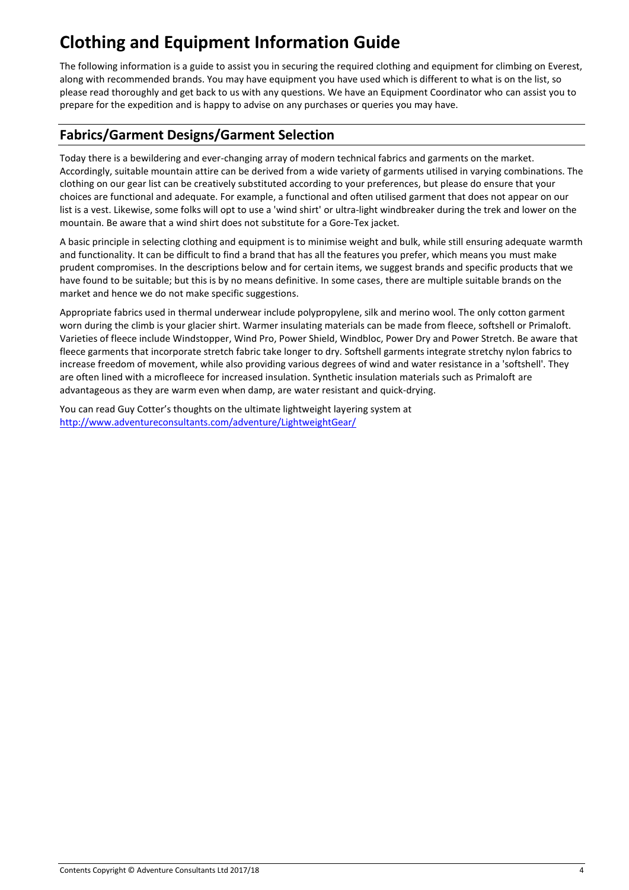# Clothing and Equipment Information Guide

The following information is a guide to assist you in securing the required clothing and equipment for climbing on Everest, along with recommended brands. You may have equipment you have used which is different to what is on the list, so please read thoroughly and get back to us with any questions. We have an Equipment Coordinator who can assist you to prepare for the expedition and is happy to advise on any purchases or queries you may have.

## Fabrics/Garment Designs/Garment Selection

Today there is a bewildering and ever-changing array of modern technical fabrics and garments on the market. Accordingly, suitable mountain attire can be derived from a wide variety of garments utilised in varying combinations. The clothing on our gear list can be creatively substituted according to your preferences, but please do ensure that your choices are functional and adequate. For example, a functional and often utilised garment that does not appear on our list is a vest. Likewise, some folks will opt to use a 'wind shirt' or ultra-light windbreaker during the trek and lower on the mountain. Be aware that a wind shirt does not substitute for a Gore-Tex jacket.

A basic principle in selecting clothing and equipment is to minimise weight and bulk, while still ensuring adequate warmth and functionality. It can be difficult to find a brand that has all the features you prefer, which means you must make prudent compromises. In the descriptions below and for certain items, we suggest brands and specific products that we have found to be suitable; but this is by no means definitive. In some cases, there are multiple suitable brands on the market and hence we do not make specific suggestions.

Appropriate fabrics used in thermal underwear include polypropylene, silk and merino wool. The only cotton garment worn during the climb is your glacier shirt. Warmer insulating materials can be made from fleece, softshell or Primaloft. Varieties of fleece include Windstopper, Wind Pro, Power Shield, Windbloc, Power Dry and Power Stretch. Be aware that fleece garments that incorporate stretch fabric take longer to dry. Softshell garments integrate stretchy nylon fabrics to increase freedom of movement, while also providing various degrees of wind and water resistance in a 'softshell'. They are often lined with a microfleece for increased insulation. Synthetic insulation materials such as Primaloft are advantageous as they are warm even when damp, are water resistant and quick-drying.

You can read Guy Cotter's thoughts on the ultimate lightweight layering system at
[http://www.adventureconsultants.com/adventure/LightweightGear/](http://www.adventureconsultants.com/adventure/LightweightGear/)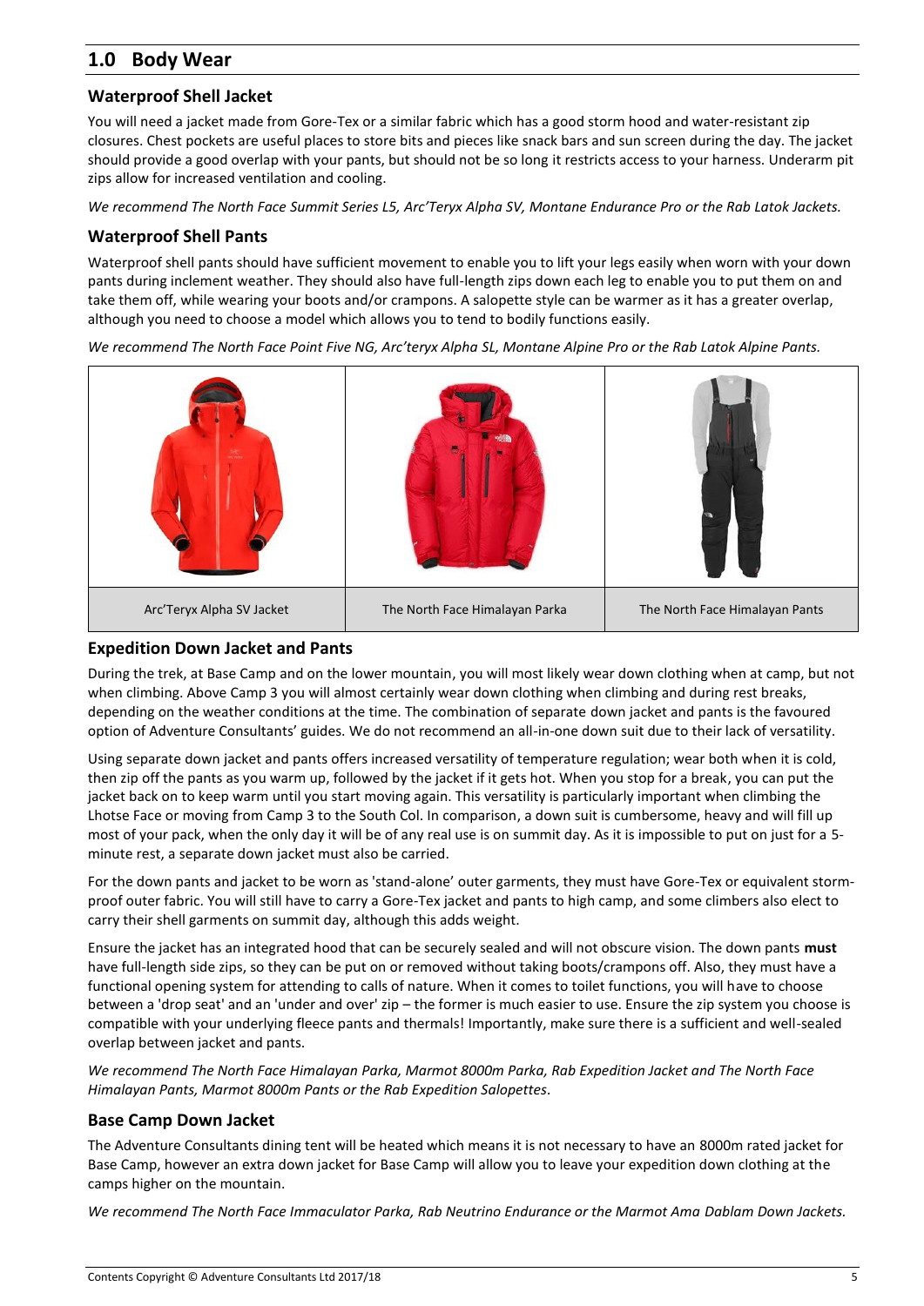## 1.0 Body Wear

### Waterproof Shell Jacket

You will need a jacket made from Gore-Tex or a similar fabric which has a good storm hood and water-resistant zip closures. Chest pockets are useful places to store bits and pieces like snack bars and sun screen during the day. The jacket should provide a good overlap with your pants, but should not be so long it restricts access to your harness. Underarm pit zips allow for increased ventilation and cooling.

*We recommend The North Face Summit Series L5, Arc'Teryx Alpha SV, Montane Endurance Pro or the Rab Latok Jackets.*

### Waterproof Shell Pants

Waterproof shell pants should have sufficient movement to enable you to lift your legs easily when worn with your down pants during inclement weather. They should also have full-length zips down each leg to enable you to put them on and take them off, while wearing your boots and/or crampons. A salopette style can be warmer as it has a greater overlap, although you need to choose a model which allows you to tend to bodily functions easily.

*We recommend The North Face Point Five NG, Arc'teryx Alpha SL, Montane Alpine Pro or the Rab Latok Alpine Pants.*

| Arc'Teryx Alpha SV Jacket | The North Face Himalayan Parka | The North Face Himalayan Pants |
|---|---|---|

### Expedition Down Jacket and Pants

During the trek, at Base Camp and on the lower mountain, you will most likely wear down clothing when at camp, but not when climbing. Above Camp 3 you will almost certainly wear down clothing when climbing and during rest breaks, depending on the weather conditions at the time. The combination of separate down jacket and pants is the favoured option of Adventure Consultants' guides. We do not recommend an all-in-one down suit due to their lack of versatility.

Using separate down jacket and pants offers increased versatility of temperature regulation; wear both when it is cold, then zip off the pants as you warm up, followed by the jacket if it gets hot. When you stop for a break, you can put the jacket back on to keep warm until you start moving again. This versatility is particularly important when climbing the Lhotse Face or moving from Camp 3 to the South Col. In comparison, a down suit is cumbersome, heavy and will fill up most of your pack, when the only day it will be of any real use is on summit day. As it is impossible to put on just for a 5-minute rest, a separate down jacket must also be carried.

For the down pants and jacket to be worn as 'stand-alone' outer garments, they must have Gore-Tex or equivalent storm-proof outer fabric. You will still have to carry a Gore-Tex jacket and pants to high camp, and some climbers also elect to carry their shell garments on summit day, although this adds weight.

Ensure the jacket has an integrated hood that can be securely sealed and will not obscure vision. The down pants **must** have full-length side zips, so they can be put on or removed without taking boots/crampons off. Also, they must have a functional opening system for attending to calls of nature. When it comes to toilet functions, you will have to choose between a 'drop seat' and an 'under and over' zip – the former is much easier to use. Ensure the zip system you choose is compatible with your underlying fleece pants and thermals! Importantly, make sure there is a sufficient and well-sealed overlap between jacket and pants.

*We recommend The North Face Himalayan Parka, Marmot 8000m Parka, Rab Expedition Jacket and The North Face Himalayan Pants, Marmot 8000m Pants or the Rab Expedition Salopettes.*

### Base Camp Down Jacket

The Adventure Consultants dining tent will be heated which means it is not necessary to have an 8000m rated jacket for Base Camp, however an extra down jacket for Base Camp will allow you to leave your expedition down clothing at the camps higher on the mountain.

*We recommend The North Face Immaculator Parka, Rab Neutrino Endurance or the Marmot Ama Dablam Down Jackets.*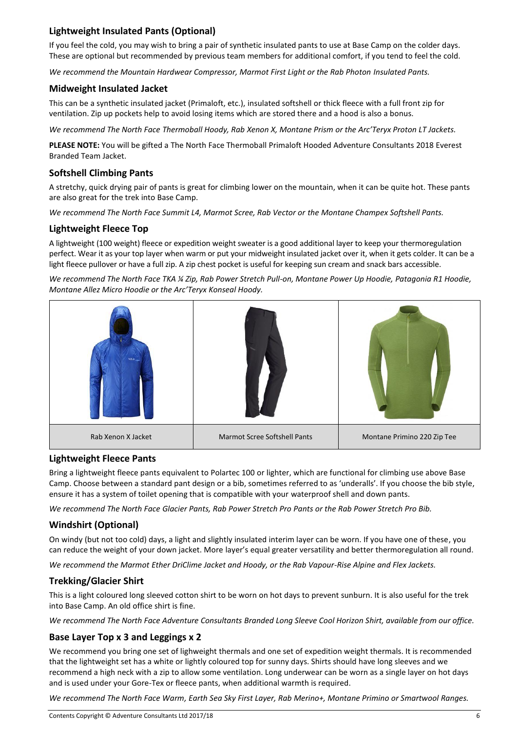## Lightweight Insulated Pants (Optional)

If you feel the cold, you may wish to bring a pair of synthetic insulated pants to use at Base Camp on the colder days. These are optional but recommended by previous team members for additional comfort, if you tend to feel the cold.

*We recommend the Mountain Hardwear Compressor, Marmot First Light or the Rab Photon Insulated Pants.*

## Midweight Insulated Jacket

This can be a synthetic insulated jacket (Primaloft, etc.), insulated softshell or thick fleece with a full front zip for ventilation. Zip up pockets help to avoid losing items which are stored there and a hood is also a bonus.

*We recommend The North Face Thermoball Hoody, Rab Xenon X, Montane Prism or the Arc'Teryx Proton LT Jackets.*

**PLEASE NOTE:** You will be gifted a The North Face Thermoball Primaloft Hooded Adventure Consultants 2018 Everest Branded Team Jacket.

## Softshell Climbing Pants

A stretchy, quick drying pair of pants is great for climbing lower on the mountain, when it can be quite hot. These pants are also great for the trek into Base Camp.

*We recommend The North Face Summit L4, Marmot Scree, Rab Vector or the Montane Champex Softshell Pants.*

## Lightweight Fleece Top

A lightweight (100 weight) fleece or expedition weight sweater is a good additional layer to keep your thermoregulation perfect. Wear it as your top layer when warm or put your midweight insulated jacket over it, when it gets colder. It can be a light fleece pullover or have a full zip. A zip chest pocket is useful for keeping sun cream and snack bars accessible.

*We recommend The North Face TKA ¼ Zip, Rab Power Stretch Pull-on, Montane Power Up Hoodie, Patagonia R1 Hoodie, Montane Allez Micro Hoodie or the Arc'Teryx Konseal Hoody.*

| Rab Xenon X Jacket | Marmot Scree Softshell Pants | Montane Primino 220 Zip Tee |
|---|---|---|

## Lightweight Fleece Pants

Bring a lightweight fleece pants equivalent to Polartec 100 or lighter, which are functional for climbing use above Base Camp. Choose between a standard pant design or a bib, sometimes referred to as 'underalls'. If you choose the bib style, ensure it has a system of toilet opening that is compatible with your waterproof shell and down pants.

*We recommend The North Face Glacier Pants, Rab Power Stretch Pro Pants or the Rab Power Stretch Pro Bib.*

## Windshirt (Optional)

On windy (but not too cold) days, a light and slightly insulated interim layer can be worn. If you have one of these, you can reduce the weight of your down jacket. More layer's equal greater versatility and better thermoregulation all round.

*We recommend the Marmot Ether DriClime Jacket and Hoody, or the Rab Vapour-Rise Alpine and Flex Jackets.*

## Trekking/Glacier Shirt

This is a light coloured long sleeved cotton shirt to be worn on hot days to prevent sunburn. It is also useful for the trek into Base Camp. An old office shirt is fine.

*We recommend The North Face Adventure Consultants Branded Long Sleeve Cool Horizon Shirt, available from our office.*

## Base Layer Top x 3 and Leggings x 2

We recommend you bring one set of lighweight thermals and one set of expedition weight thermals. It is recommended that the lightweight set has a white or lightly coloured top for sunny days. Shirts should have long sleeves and we recommend a high neck with a zip to allow some ventilation. Long underwear can be worn as a single layer on hot days and is used under your Gore-Tex or fleece pants, when additional warmth is required.

*We recommend The North Face Warm, Earth Sea Sky First Layer, Rab Merino+, Montane Primino or Smartwool Ranges.*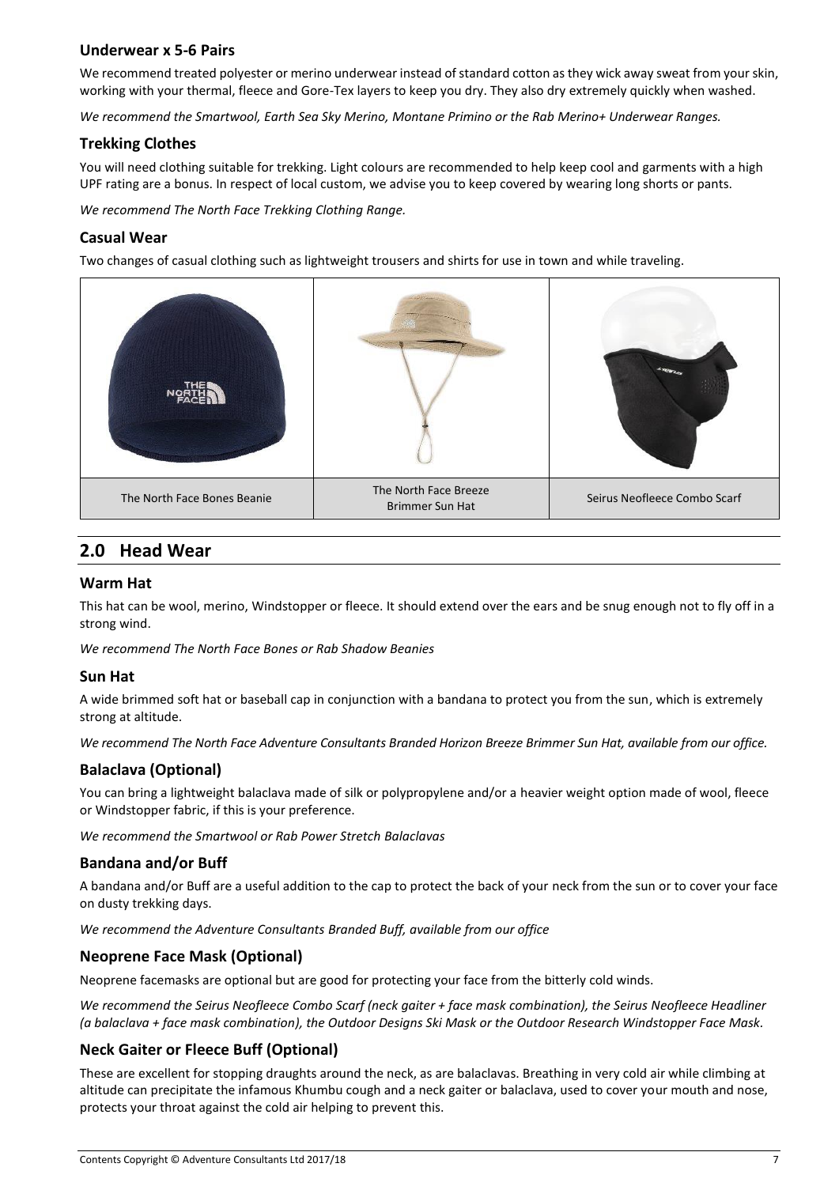### Underwear x 5-6 Pairs

We recommend treated polyester or merino underwear instead of standard cotton as they wick away sweat from your skin, working with your thermal, fleece and Gore-Tex layers to keep you dry. They also dry extremely quickly when washed.

*We recommend the Smartwool, Earth Sea Sky Merino, Montane Primino or the Rab Merino+ Underwear Ranges.*

### Trekking Clothes

You will need clothing suitable for trekking. Light colours are recommended to help keep cool and garments with a high UPF rating are a bonus. In respect of local custom, we advise you to keep covered by wearing long shorts or pants.

*We recommend The North Face Trekking Clothing Range.*

### Casual Wear

Two changes of casual clothing such as lightweight trousers and shirts for use in town and while traveling.

| The North Face Bones Beanie | The North Face Breeze Brimmer Sun Hat | Seirus Neofleece Combo Scarf |
|---|---|---|

## 2.0 Head Wear

### Warm Hat

This hat can be wool, merino, Windstopper or fleece. It should extend over the ears and be snug enough not to fly off in a strong wind.

*We recommend The North Face Bones or Rab Shadow Beanies*

### Sun Hat

A wide brimmed soft hat or baseball cap in conjunction with a bandana to protect you from the sun, which is extremely strong at altitude.

*We recommend The North Face Adventure Consultants Branded Horizon Breeze Brimmer Sun Hat, available from our office.*

### Balaclava (Optional)

You can bring a lightweight balaclava made of silk or polypropylene and/or a heavier weight option made of wool, fleece or Windstopper fabric, if this is your preference.

*We recommend the Smartwool or Rab Power Stretch Balaclavas*

### Bandana and/or Buff

A bandana and/or Buff are a useful addition to the cap to protect the back of your neck from the sun or to cover your face on dusty trekking days.

*We recommend the Adventure Consultants Branded Buff, available from our office*

### Neoprene Face Mask (Optional)

Neoprene facemasks are optional but are good for protecting your face from the bitterly cold winds.

*We recommend the Seirus Neofleece Combo Scarf (neck gaiter + face mask combination), the Seirus Neofleece Headliner (a balaclava + face mask combination), the Outdoor Designs Ski Mask or the Outdoor Research Windstopper Face Mask.*

### Neck Gaiter or Fleece Buff (Optional)

These are excellent for stopping draughts around the neck, as are balaclavas. Breathing in very cold air while climbing at altitude can precipitate the infamous Khumbu cough and a neck gaiter or balaclava, used to cover your mouth and nose, protects your throat against the cold air helping to prevent this.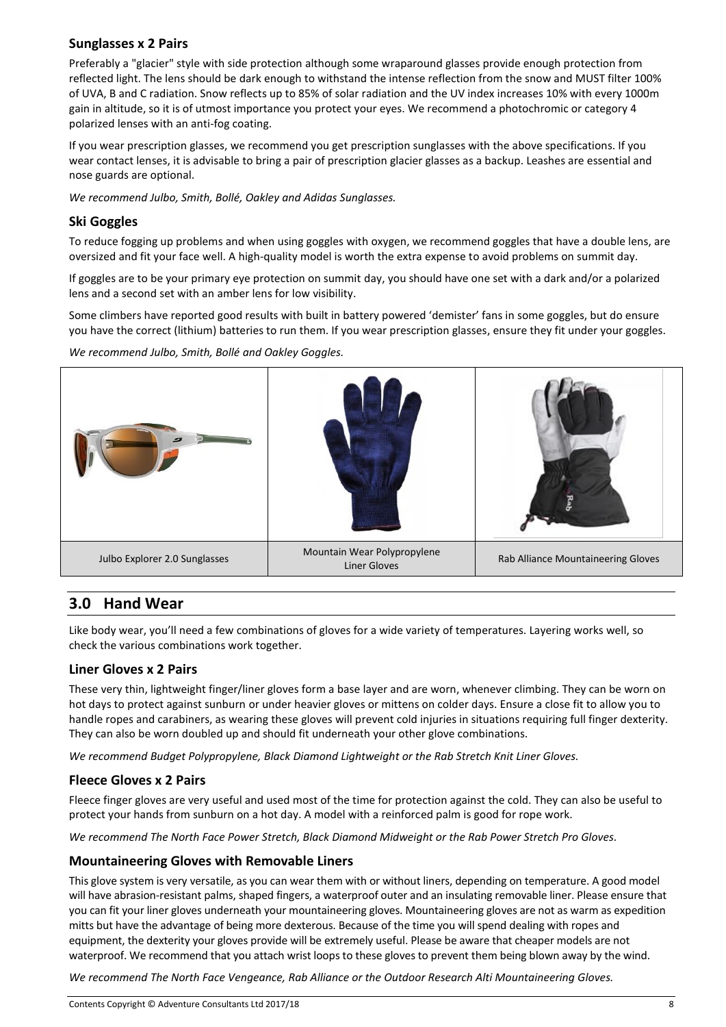### Sunglasses x 2 Pairs

Preferably a "glacier" style with side protection although some wraparound glasses provide enough protection from reflected light. The lens should be dark enough to withstand the intense reflection from the snow and MUST filter 100% of UVA, B and C radiation. Snow reflects up to 85% of solar radiation and the UV index increases 10% with every 1000m gain in altitude, so it is of utmost importance you protect your eyes. We recommend a photochromic or category 4 polarized lenses with an anti-fog coating.

If you wear prescription glasses, we recommend you get prescription sunglasses with the above specifications. If you wear contact lenses, it is advisable to bring a pair of prescription glacier glasses as a backup. Leashes are essential and nose guards are optional.

*We recommend Julbo, Smith, Bollé, Oakley and Adidas Sunglasses.*

### Ski Goggles

To reduce fogging up problems and when using goggles with oxygen, we recommend goggles that have a double lens, are oversized and fit your face well. A high-quality model is worth the extra expense to avoid problems on summit day.

If goggles are to be your primary eye protection on summit day, you should have one set with a dark and/or a polarized lens and a second set with an amber lens for low visibility.

Some climbers have reported good results with built in battery powered 'demister' fans in some goggles, but do ensure you have the correct (lithium) batteries to run them. If you wear prescription glasses, ensure they fit under your goggles.

*We recommend Julbo, Smith, Bollé and Oakley Goggles.*

| Julbo Explorer 2.0 Sunglasses | Mountain Wear Polypropylene Liner Gloves | Rab Alliance Mountaineering Gloves |
|---|---|---|

## 3.0 Hand Wear

Like body wear, you'll need a few combinations of gloves for a wide variety of temperatures. Layering works well, so check the various combinations work together.

### Liner Gloves x 2 Pairs

These very thin, lightweight finger/liner gloves form a base layer and are worn, whenever climbing. They can be worn on hot days to protect against sunburn or under heavier gloves or mittens on colder days. Ensure a close fit to allow you to handle ropes and carabiners, as wearing these gloves will prevent cold injuries in situations requiring full finger dexterity. They can also be worn doubled up and should fit underneath your other glove combinations.

*We recommend Budget Polypropylene, Black Diamond Lightweight or the Rab Stretch Knit Liner Gloves.*

### Fleece Gloves x 2 Pairs

Fleece finger gloves are very useful and used most of the time for protection against the cold. They can also be useful to protect your hands from sunburn on a hot day. A model with a reinforced palm is good for rope work.

*We recommend The North Face Power Stretch, Black Diamond Midweight or the Rab Power Stretch Pro Gloves.*

### Mountaineering Gloves with Removable Liners

This glove system is very versatile, as you can wear them with or without liners, depending on temperature. A good model will have abrasion-resistant palms, shaped fingers, a waterproof outer and an insulating removable liner. Please ensure that you can fit your liner gloves underneath your mountaineering gloves. Mountaineering gloves are not as warm as expedition mitts but have the advantage of being more dexterous. Because of the time you will spend dealing with ropes and equipment, the dexterity your gloves provide will be extremely useful. Please be aware that cheaper models are not waterproof. We recommend that you attach wrist loops to these gloves to prevent them being blown away by the wind.

*We recommend The North Face Vengeance, Rab Alliance or the Outdoor Research Alti Mountaineering Gloves.*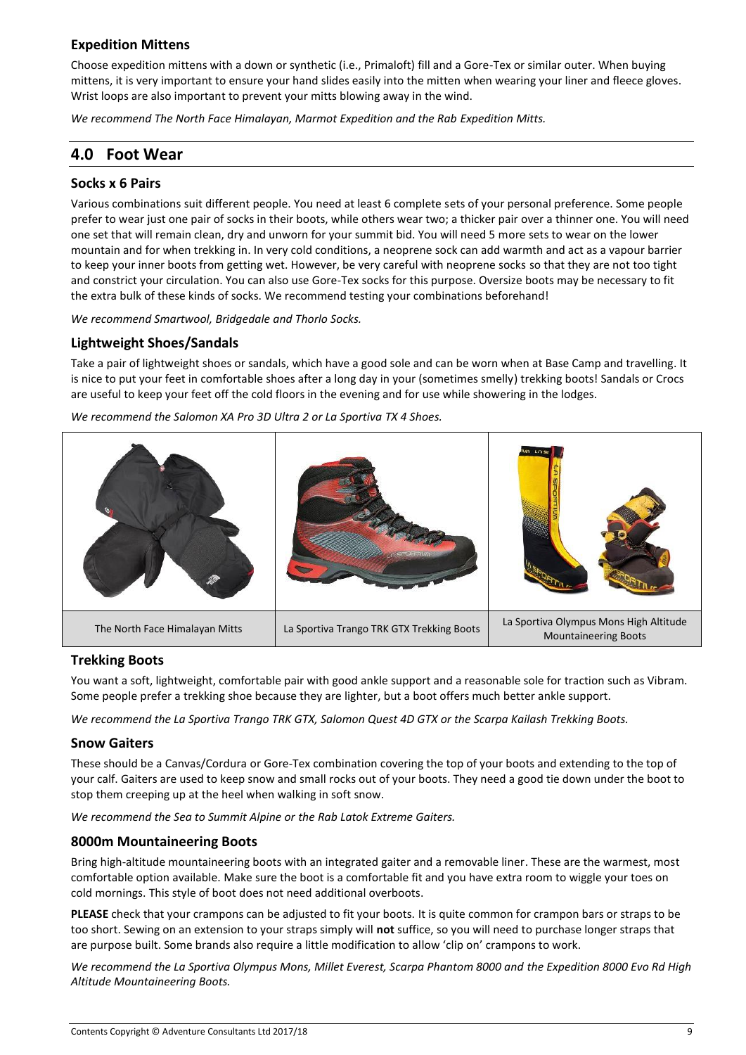### Expedition Mittens

Choose expedition mittens with a down or synthetic (i.e., Primaloft) fill and a Gore-Tex or similar outer. When buying mittens, it is very important to ensure your hand slides easily into the mitten when wearing your liner and fleece gloves. Wrist loops are also important to prevent your mitts blowing away in the wind.

*We recommend The North Face Himalayan, Marmot Expedition and the Rab Expedition Mitts.*

## 4.0 Foot Wear

### Socks x 6 Pairs

Various combinations suit different people. You need at least 6 complete sets of your personal preference. Some people prefer to wear just one pair of socks in their boots, while others wear two; a thicker pair over a thinner one. You will need one set that will remain clean, dry and unworn for your summit bid. You will need 5 more sets to wear on the lower mountain and for when trekking in. In very cold conditions, a neoprene sock can add warmth and act as a vapour barrier to keep your inner boots from getting wet. However, be very careful with neoprene socks so that they are not too tight and constrict your circulation. You can also use Gore-Tex socks for this purpose. Oversize boots may be necessary to fit the extra bulk of these kinds of socks. We recommend testing your combinations beforehand!

*We recommend Smartwool, Bridgedale and Thorlo Socks.*

### Lightweight Shoes/Sandals

Take a pair of lightweight shoes or sandals, which have a good sole and can be worn when at Base Camp and travelling. It is nice to put your feet in comfortable shoes after a long day in your (sometimes smelly) trekking boots! Sandals or Crocs are useful to keep your feet off the cold floors in the evening and for use while showering in the lodges.

*We recommend the Salomon XA Pro 3D Ultra 2 or La Sportiva TX 4 Shoes.*

| The North Face Himalayan Mitts | La Sportiva Trango TRK GTX Trekking Boots | La Sportiva Olympus Mons High Altitude Mountaineering Boots |
|---|---|---|

### Trekking Boots

You want a soft, lightweight, comfortable pair with good ankle support and a reasonable sole for traction such as Vibram. Some people prefer a trekking shoe because they are lighter, but a boot offers much better ankle support.

*We recommend the La Sportiva Trango TRK GTX, Salomon Quest 4D GTX or the Scarpa Kailash Trekking Boots.*

### Snow Gaiters

These should be a Canvas/Cordura or Gore-Tex combination covering the top of your boots and extending to the top of your calf. Gaiters are used to keep snow and small rocks out of your boots. They need a good tie down under the boot to stop them creeping up at the heel when walking in soft snow.

*We recommend the Sea to Summit Alpine or the Rab Latok Extreme Gaiters.*

### 8000m Mountaineering Boots

Bring high-altitude mountaineering boots with an integrated gaiter and a removable liner. These are the warmest, most comfortable option available. Make sure the boot is a comfortable fit and you have extra room to wiggle your toes on cold mornings. This style of boot does not need additional overboots.

**PLEASE** check that your crampons can be adjusted to fit your boots. It is quite common for crampon bars or straps to be too short. Sewing on an extension to your straps simply will **not** suffice, so you will need to purchase longer straps that are purpose built. Some brands also require a little modification to allow 'clip on' crampons to work.

*We recommend the La Sportiva Olympus Mons, Millet Everest, Scarpa Phantom 8000 and the Expedition 8000 Evo Rd High Altitude Mountaineering Boots.*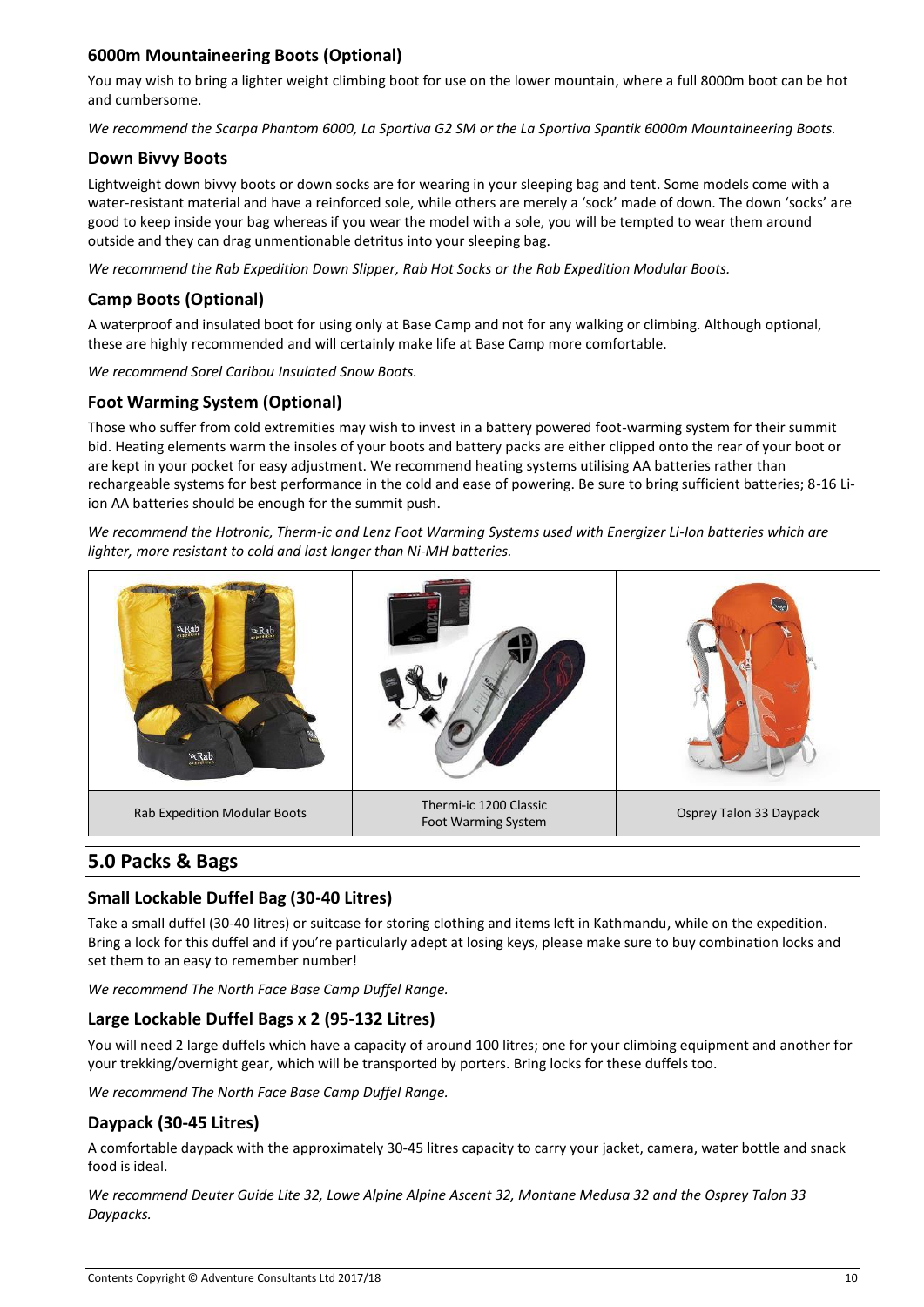### 6000m Mountaineering Boots (Optional)

You may wish to bring a lighter weight climbing boot for use on the lower mountain, where a full 8000m boot can be hot and cumbersome.

*We recommend the Scarpa Phantom 6000, La Sportiva G2 SM or the La Sportiva Spantik 6000m Mountaineering Boots.*

### Down Bivvy Boots

Lightweight down bivvy boots or down socks are for wearing in your sleeping bag and tent. Some models come with a water-resistant material and have a reinforced sole, while others are merely a 'sock' made of down. The down 'socks' are good to keep inside your bag whereas if you wear the model with a sole, you will be tempted to wear them around outside and they can drag unmentionable detritus into your sleeping bag.

*We recommend the Rab Expedition Down Slipper, Rab Hot Socks or the Rab Expedition Modular Boots.*

### Camp Boots (Optional)

A waterproof and insulated boot for using only at Base Camp and not for any walking or climbing. Although optional, these are highly recommended and will certainly make life at Base Camp more comfortable.

*We recommend Sorel Caribou Insulated Snow Boots.*

### Foot Warming System (Optional)

Those who suffer from cold extremities may wish to invest in a battery powered foot-warming system for their summit bid. Heating elements warm the insoles of your boots and battery packs are either clipped onto the rear of your boot or are kept in your pocket for easy adjustment. We recommend heating systems utilising AA batteries rather than rechargeable systems for best performance in the cold and ease of powering. Be sure to bring sufficient batteries; 8-16 Li-ion AA batteries should be enough for the summit push.

*We recommend the Hotronic, Therm-ic and Lenz Foot Warming Systems used with Energizer Li-Ion batteries which are lighter, more resistant to cold and last longer than Ni-MH batteries.*

| Rab Expedition Modular Boots | Thermi-ic 1200 Classic Foot Warming System | Osprey Talon 33 Daypack |
|---|---|---|

## 5.0 Packs & Bags

### Small Lockable Duffel Bag (30-40 Litres)

Take a small duffel (30-40 litres) or suitcase for storing clothing and items left in Kathmandu, while on the expedition. Bring a lock for this duffel and if you're particularly adept at losing keys, please make sure to buy combination locks and set them to an easy to remember number!

*We recommend The North Face Base Camp Duffel Range.*

### Large Lockable Duffel Bags x 2 (95-132 Litres)

You will need 2 large duffels which have a capacity of around 100 litres; one for your climbing equipment and another for your trekking/overnight gear, which will be transported by porters. Bring locks for these duffels too.

*We recommend The North Face Base Camp Duffel Range.*

### Daypack (30-45 Litres)

A comfortable daypack with the approximately 30-45 litres capacity to carry your jacket, camera, water bottle and snack food is ideal.

*We recommend Deuter Guide Lite 32, Lowe Alpine Alpine Ascent 32, Montane Medusa 32 and the Osprey Talon 33 Daypacks.*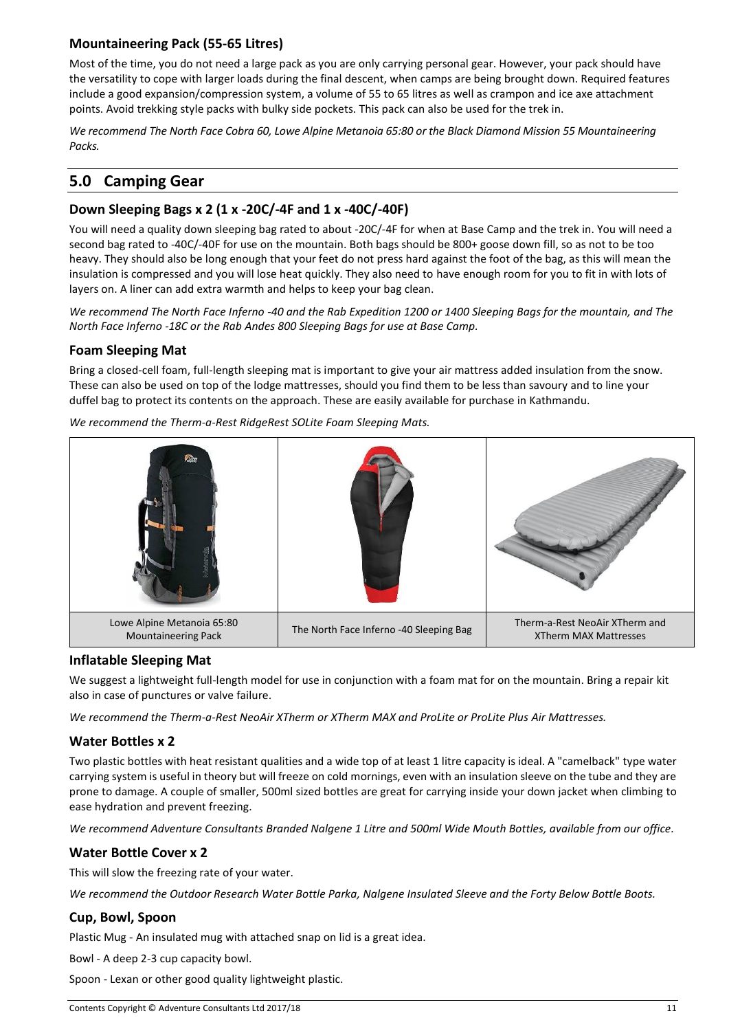### Mountaineering Pack (55-65 Litres)

Most of the time, you do not need a large pack as you are only carrying personal gear. However, your pack should have the versatility to cope with larger loads during the final descent, when camps are being brought down. Required features include a good expansion/compression system, a volume of 55 to 65 litres as well as crampon and ice axe attachment points. Avoid trekking style packs with bulky side pockets. This pack can also be used for the trek in.

*We recommend The North Face Cobra 60, Lowe Alpine Metanoia 65:80 or the Black Diamond Mission 55 Mountaineering Packs.*

## 5.0 Camping Gear

### Down Sleeping Bags x 2 (1 x -20C/-4F and 1 x -40C/-40F)

You will need a quality down sleeping bag rated to about -20C/-4F for when at Base Camp and the trek in. You will need a second bag rated to -40C/-40F for use on the mountain. Both bags should be 800+ goose down fill, so as not to be too heavy. They should also be long enough that your feet do not press hard against the foot of the bag, as this will mean the insulation is compressed and you will lose heat quickly. They also need to have enough room for you to fit in with lots of layers on. A liner can add extra warmth and helps to keep your bag clean.

*We recommend The North Face Inferno -40 and the Rab Expedition 1200 or 1400 Sleeping Bags for the mountain, and The North Face Inferno -18C or the Rab Andes 800 Sleeping Bags for use at Base Camp.*

### Foam Sleeping Mat

Bring a closed-cell foam, full-length sleeping mat is important to give your air mattress added insulation from the snow. These can also be used on top of the lodge mattresses, should you find them to be less than savoury and to line your duffel bag to protect its contents on the approach. These are easily available for purchase in Kathmandu.

*We recommend the Therm-a-Rest RidgeRest SOLite Foam Sleeping Mats.*

| Lowe Alpine Metanoia 65:80 Mountaineering Pack | The North Face Inferno -40 Sleeping Bag | Therm-a-Rest NeoAir XTherm and XTherm MAX Mattresses |
|---|---|---|

### Inflatable Sleeping Mat

We suggest a lightweight full-length model for use in conjunction with a foam mat for on the mountain. Bring a repair kit also in case of punctures or valve failure.

*We recommend the Therm-a-Rest NeoAir XTherm or XTherm MAX and ProLite or ProLite Plus Air Mattresses.*

### Water Bottles x 2

Two plastic bottles with heat resistant qualities and a wide top of at least 1 litre capacity is ideal. A "camelback" type water carrying system is useful in theory but will freeze on cold mornings, even with an insulation sleeve on the tube and they are prone to damage. A couple of smaller, 500ml sized bottles are great for carrying inside your down jacket when climbing to ease hydration and prevent freezing.

*We recommend Adventure Consultants Branded Nalgene 1 Litre and 500ml Wide Mouth Bottles, available from our office.*

### Water Bottle Cover x 2

This will slow the freezing rate of your water.

*We recommend the Outdoor Research Water Bottle Parka, Nalgene Insulated Sleeve and the Forty Below Bottle Boots.*

### Cup, Bowl, Spoon

Plastic Mug - An insulated mug with attached snap on lid is a great idea.

Bowl - A deep 2-3 cup capacity bowl.

Spoon - Lexan or other good quality lightweight plastic.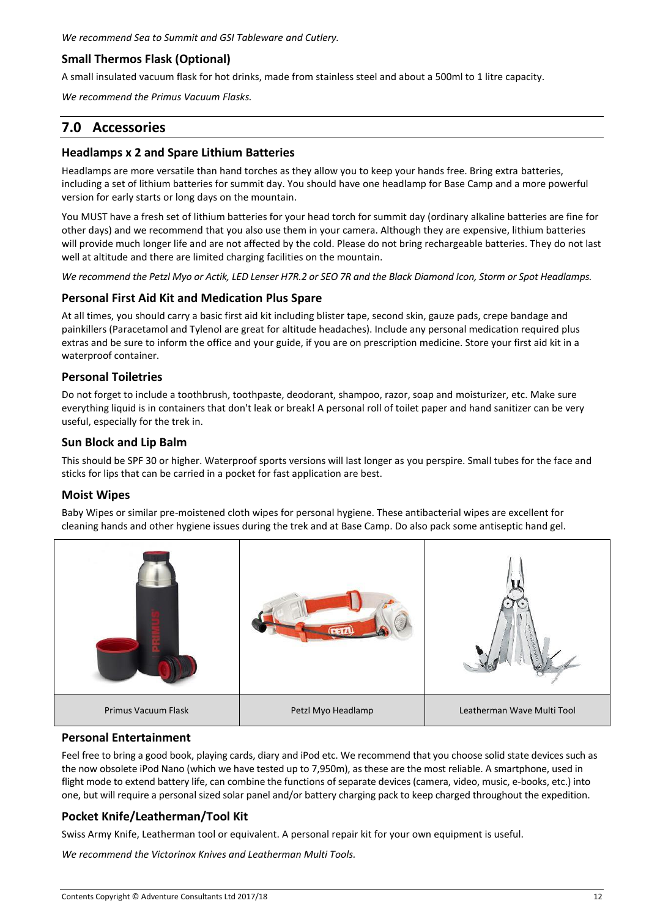*We recommend Sea to Summit and GSI Tableware and Cutlery.*

### Small Thermos Flask (Optional)

A small insulated vacuum flask for hot drinks, made from stainless steel and about a 500ml to 1 litre capacity.

*We recommend the Primus Vacuum Flasks.*

## 7.0 Accessories

### Headlamps x 2 and Spare Lithium Batteries

Headlamps are more versatile than hand torches as they allow you to keep your hands free. Bring extra batteries, including a set of lithium batteries for summit day. You should have one headlamp for Base Camp and a more powerful version for early starts or long days on the mountain.

You MUST have a fresh set of lithium batteries for your head torch for summit day (ordinary alkaline batteries are fine for other days) and we recommend that you also use them in your camera. Although they are expensive, lithium batteries will provide much longer life and are not affected by the cold. Please do not bring rechargeable batteries. They do not last well at altitude and there are limited charging facilities on the mountain.

*We recommend the Petzl Myo or Actik, LED Lenser H7R.2 or SEO 7R and the Black Diamond Icon, Storm or Spot Headlamps.*

### Personal First Aid Kit and Medication Plus Spare

At all times, you should carry a basic first aid kit including blister tape, second skin, gauze pads, crepe bandage and painkillers (Paracetamol and Tylenol are great for altitude headaches). Include any personal medication required plus extras and be sure to inform the office and your guide, if you are on prescription medicine. Store your first aid kit in a waterproof container.

### Personal Toiletries

Do not forget to include a toothbrush, toothpaste, deodorant, shampoo, razor, soap and moisturizer, etc. Make sure everything liquid is in containers that don't leak or break! A personal roll of toilet paper and hand sanitizer can be very useful, especially for the trek in.

### Sun Block and Lip Balm

This should be SPF 30 or higher. Waterproof sports versions will last longer as you perspire. Small tubes for the face and sticks for lips that can be carried in a pocket for fast application are best.

### Moist Wipes

Baby Wipes or similar pre-moistened cloth wipes for personal hygiene. These antibacterial wipes are excellent for cleaning hands and other hygiene issues during the trek and at Base Camp. Do also pack some antiseptic hand gel.

| Primus Vacuum Flask | Petzl Myo Headlamp | Leatherman Wave Multi Tool |
|---|---|---|

### Personal Entertainment

Feel free to bring a good book, playing cards, diary and iPod etc. We recommend that you choose solid state devices such as the now obsolete iPod Nano (which we have tested up to 7,950m), as these are the most reliable. A smartphone, used in flight mode to extend battery life, can combine the functions of separate devices (camera, video, music, e-books, etc.) into one, but will require a personal sized solar panel and/or battery charging pack to keep charged throughout the expedition.

### Pocket Knife/Leatherman/Tool Kit

Swiss Army Knife, Leatherman tool or equivalent. A personal repair kit for your own equipment is useful.

*We recommend the Victorinox Knives and Leatherman Multi Tools.*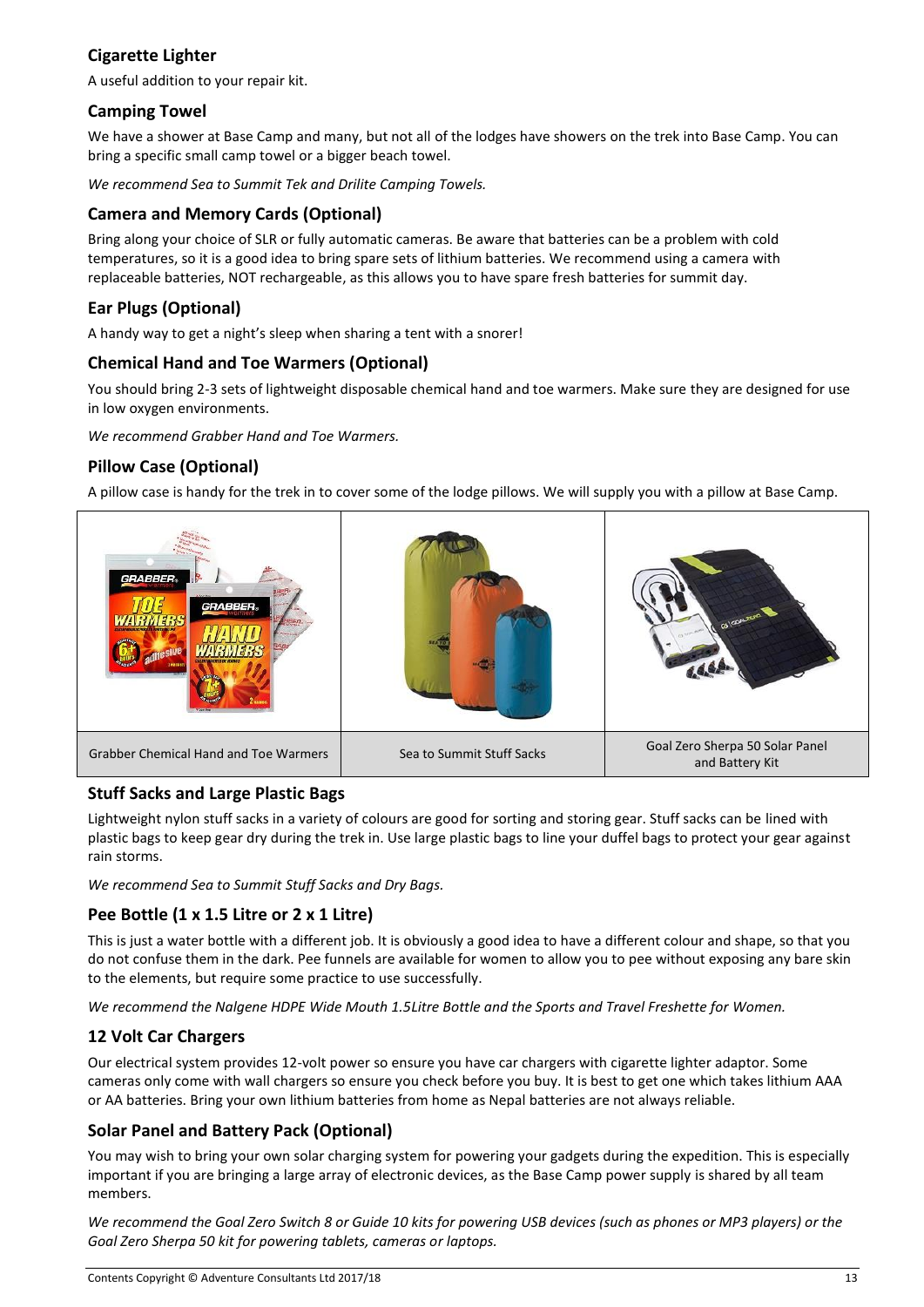### Cigarette Lighter

A useful addition to your repair kit.

### Camping Towel

We have a shower at Base Camp and many, but not all of the lodges have showers on the trek into Base Camp. You can bring a specific small camp towel or a bigger beach towel.

*We recommend Sea to Summit Tek and Drilite Camping Towels.*

### Camera and Memory Cards (Optional)

Bring along your choice of SLR or fully automatic cameras. Be aware that batteries can be a problem with cold temperatures, so it is a good idea to bring spare sets of lithium batteries. We recommend using a camera with replaceable batteries, NOT rechargeable, as this allows you to have spare fresh batteries for summit day.

### Ear Plugs (Optional)

A handy way to get a night's sleep when sharing a tent with a snorer!

### Chemical Hand and Toe Warmers (Optional)

You should bring 2-3 sets of lightweight disposable chemical hand and toe warmers. Make sure they are designed for use in low oxygen environments.

*We recommend Grabber Hand and Toe Warmers.*

### Pillow Case (Optional)

A pillow case is handy for the trek in to cover some of the lodge pillows. We will supply you with a pillow at Base Camp.

| Grabber Chemical Hand and Toe Warmers | Sea to Summit Stuff Sacks | Goal Zero Sherpa 50 Solar Panel and Battery Kit |
|---|---|---|

### Stuff Sacks and Large Plastic Bags

Lightweight nylon stuff sacks in a variety of colours are good for sorting and storing gear. Stuff sacks can be lined with plastic bags to keep gear dry during the trek in. Use large plastic bags to line your duffel bags to protect your gear against rain storms.

*We recommend Sea to Summit Stuff Sacks and Dry Bags.*

### Pee Bottle (1 x 1.5 Litre or 2 x 1 Litre)

This is just a water bottle with a different job. It is obviously a good idea to have a different colour and shape, so that you do not confuse them in the dark. Pee funnels are available for women to allow you to pee without exposing any bare skin to the elements, but require some practice to use successfully.

*We recommend the Nalgene HDPE Wide Mouth 1.5Litre Bottle and the Sports and Travel Freshette for Women.*

### 12 Volt Car Chargers

Our electrical system provides 12-volt power so ensure you have car chargers with cigarette lighter adaptor. Some cameras only come with wall chargers so ensure you check before you buy. It is best to get one which takes lithium AAA or AA batteries. Bring your own lithium batteries from home as Nepal batteries are not always reliable.

### Solar Panel and Battery Pack (Optional)

You may wish to bring your own solar charging system for powering your gadgets during the expedition. This is especially important if you are bringing a large array of electronic devices, as the Base Camp power supply is shared by all team members.

*We recommend the Goal Zero Switch 8 or Guide 10 kits for powering USB devices (such as phones or MP3 players) or the Goal Zero Sherpa 50 kit for powering tablets, cameras or laptops.*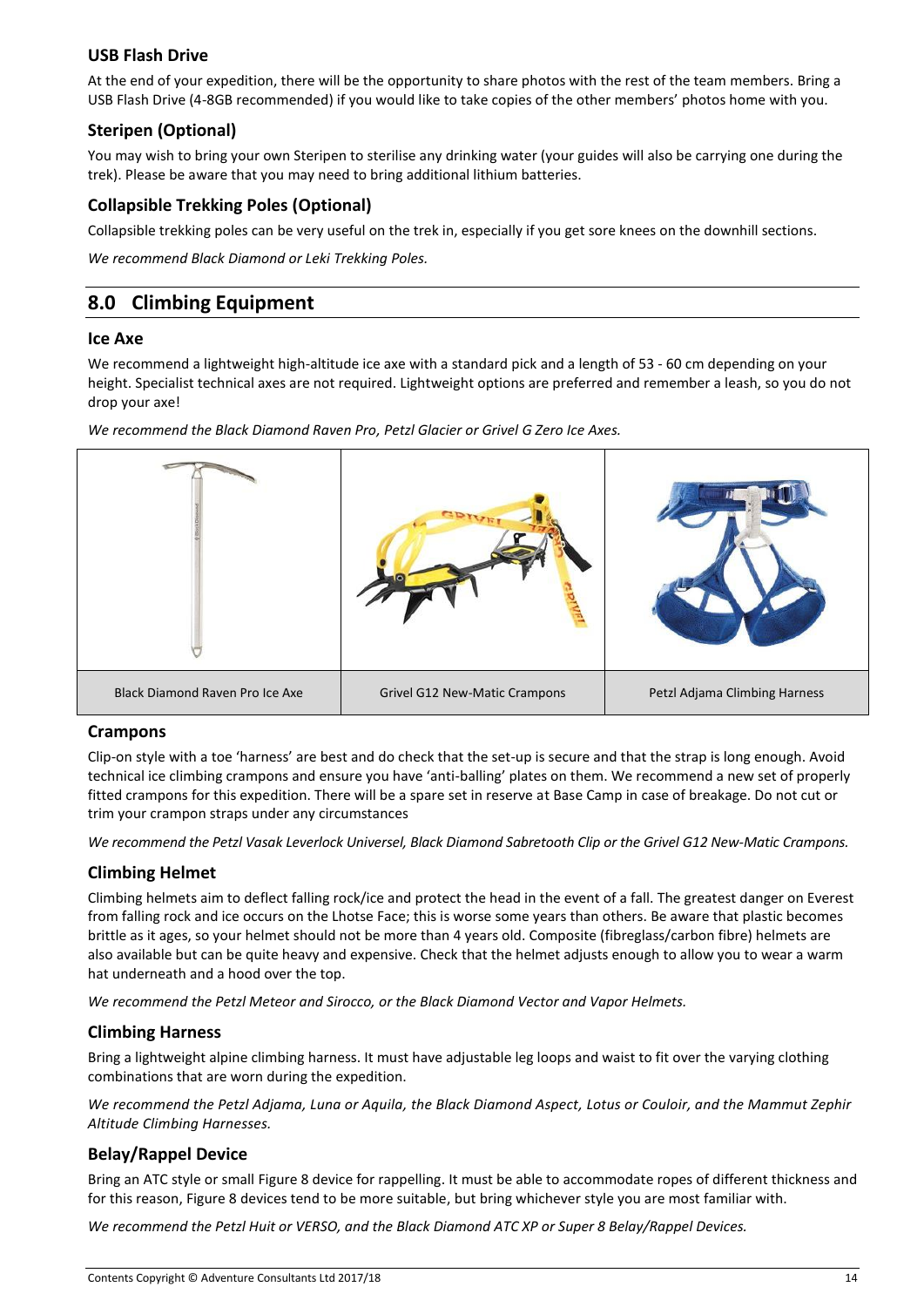### USB Flash Drive

At the end of your expedition, there will be the opportunity to share photos with the rest of the team members. Bring a USB Flash Drive (4-8GB recommended) if you would like to take copies of the other members' photos home with you.

### Steripen (Optional)

You may wish to bring your own Steripen to sterilise any drinking water (your guides will also be carrying one during the trek). Please be aware that you may need to bring additional lithium batteries.

### Collapsible Trekking Poles (Optional)

Collapsible trekking poles can be very useful on the trek in, especially if you get sore knees on the downhill sections.

*We recommend Black Diamond or Leki Trekking Poles.*

## 8.0 Climbing Equipment

### Ice Axe

We recommend a lightweight high-altitude ice axe with a standard pick and a length of 53 - 60 cm depending on your height. Specialist technical axes are not required. Lightweight options are preferred and remember a leash, so you do not drop your axe!

*We recommend the Black Diamond Raven Pro, Petzl Glacier or Grivel G Zero Ice Axes.*

| Black Diamond Raven Pro Ice Axe | Grivel G12 New-Matic Crampons | Petzl Adjama Climbing Harness |
|---|---|---|

### Crampons

Clip-on style with a toe 'harness' are best and do check that the set-up is secure and that the strap is long enough. Avoid technical ice climbing crampons and ensure you have 'anti-balling' plates on them. We recommend a new set of properly fitted crampons for this expedition. There will be a spare set in reserve at Base Camp in case of breakage. Do not cut or trim your crampon straps under any circumstances

*We recommend the Petzl Vasak Leverlock Universel, Black Diamond Sabretooth Clip or the Grivel G12 New-Matic Crampons.*

### Climbing Helmet

Climbing helmets aim to deflect falling rock/ice and protect the head in the event of a fall. The greatest danger on Everest from falling rock and ice occurs on the Lhotse Face; this is worse some years than others. Be aware that plastic becomes brittle as it ages, so your helmet should not be more than 4 years old. Composite (fibreglass/carbon fibre) helmets are also available but can be quite heavy and expensive. Check that the helmet adjusts enough to allow you to wear a warm hat underneath and a hood over the top.

*We recommend the Petzl Meteor and Sirocco, or the Black Diamond Vector and Vapor Helmets.*

### Climbing Harness

Bring a lightweight alpine climbing harness. It must have adjustable leg loops and waist to fit over the varying clothing combinations that are worn during the expedition.

*We recommend the Petzl Adjama, Luna or Aquila, the Black Diamond Aspect, Lotus or Couloir, and the Mammut Zephir Altitude Climbing Harnesses.*

### Belay/Rappel Device

Bring an ATC style or small Figure 8 device for rappelling. It must be able to accommodate ropes of different thickness and for this reason, Figure 8 devices tend to be more suitable, but bring whichever style you are most familiar with.

*We recommend the Petzl Huit or VERSO, and the Black Diamond ATC XP or Super 8 Belay/Rappel Devices.*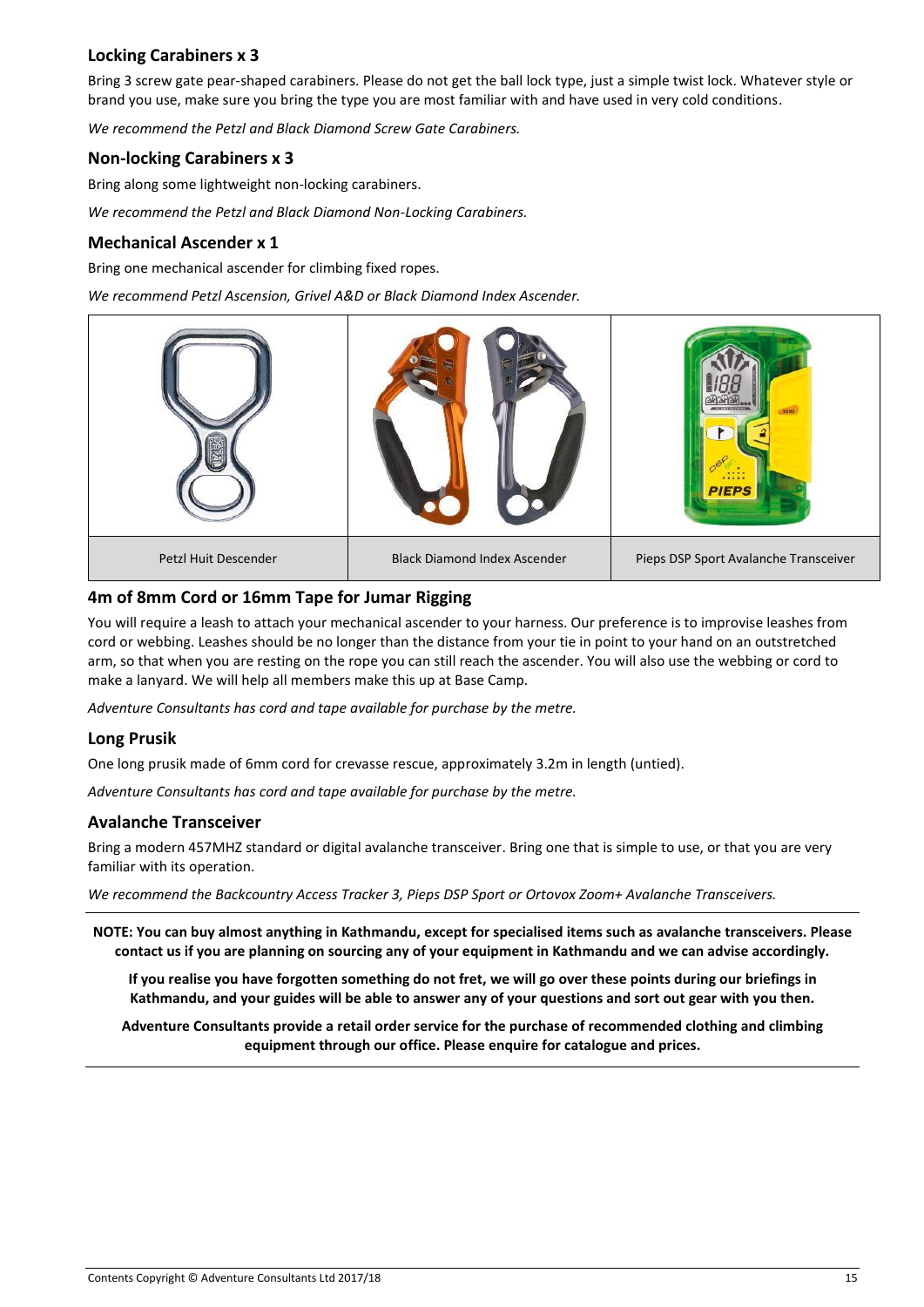### Locking Carabiners x 3

Bring 3 screw gate pear-shaped carabiners. Please do not get the ball lock type, just a simple twist lock. Whatever style or brand you use, make sure you bring the type you are most familiar with and have used in very cold conditions.

*We recommend the Petzl and Black Diamond Screw Gate Carabiners.*

### Non-locking Carabiners x 3

Bring along some lightweight non-locking carabiners.

*We recommend the Petzl and Black Diamond Non-Locking Carabiners.*

### Mechanical Ascender x 1

Bring one mechanical ascender for climbing fixed ropes.

*We recommend Petzl Ascension, Grivel A&D or Black Diamond Index Ascender.*

| | | |
|---|---|---|
| Petzl Huit Descender | Black Diamond Index Ascender | Pieps DSP Sport Avalanche Transceiver |

### 4m of 8mm Cord or 16mm Tape for Jumar Rigging

You will require a leash to attach your mechanical ascender to your harness. Our preference is to improvise leashes from cord or webbing. Leashes should be no longer than the distance from your tie in point to your hand on an outstretched arm, so that when you are resting on the rope you can still reach the ascender. You will also use the webbing or cord to make a lanyard. We will help all members make this up at Base Camp.

*Adventure Consultants has cord and tape available for purchase by the metre.*

### Long Prusik

One long prusik made of 6mm cord for crevasse rescue, approximately 3.2m in length (untied).

*Adventure Consultants has cord and tape available for purchase by the metre.*

### Avalanche Transceiver

Bring a modern 457MHZ standard or digital avalanche transceiver. Bring one that is simple to use, or that you are very familiar with its operation.

*We recommend the Backcountry Access Tracker 3, Pieps DSP Sport or Ortovox Zoom+ Avalanche Transceivers.*

---

**NOTE: You can buy almost anything in Kathmandu, except for specialised items such as avalanche transceivers. Please contact us if you are planning on sourcing any of your equipment in Kathmandu and we can advise accordingly.**

**If you realise you have forgotten something do not fret, we will go over these points during our briefings in Kathmandu, and your guides will be able to answer any of your questions and sort out gear with you then.**

**Adventure Consultants provide a retail order service for the purchase of recommended clothing and climbing equipment through our office. Please enquire for catalogue and prices.**

---